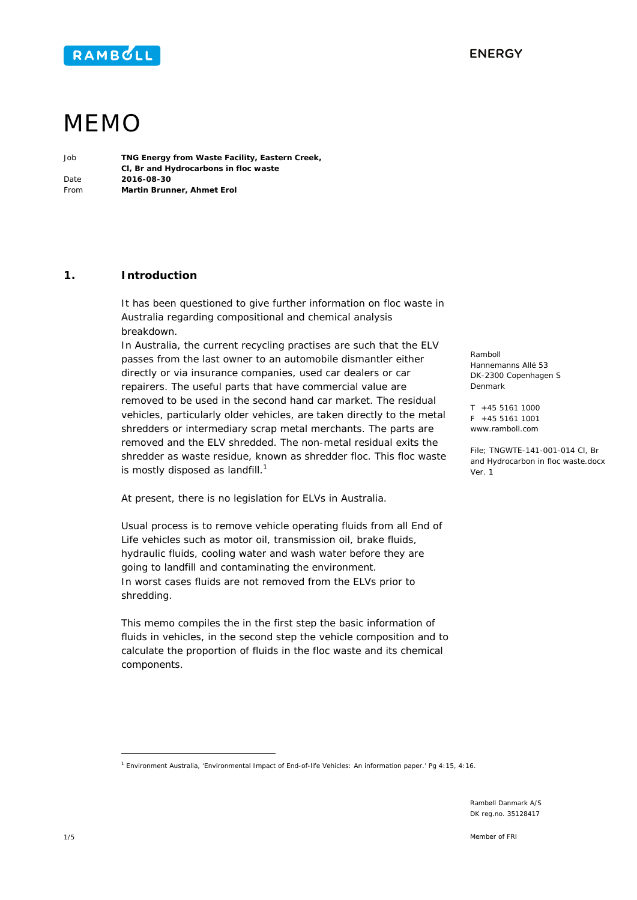# MEMO

| | |
|---|---|
| Job | **TNG Energy from Waste Facility, Eastern Creek, Cl, Br and Hydrocarbons in floc waste** |
| Date | **2016-08-30** |
| From | **Martin Brunner, Ahmet Erol** |

Ramboll
Hannemanns Allé 53
DK-2300 Copenhagen S
Denmark

T +45 5161 1000
F +45 5161 1001
www.ramboll.com

File; TNGWTE-141-001-014 Cl, Br and Hydrocarbon in floc waste.docx
Ver. 1

## 1. Introduction

It has been questioned to give further information on floc waste in Australia regarding compositional and chemical analysis breakdown.

In Australia, the current recycling practises are such that the ELV passes from the last owner to an automobile dismantler either directly or via insurance companies, used car dealers or car repairers. The useful parts that have commercial value are removed to be used in the second hand car market. The residual vehicles, particularly older vehicles, are taken directly to the metal shredders or intermediary scrap metal merchants. The parts are removed and the ELV shredded. The non-metal residual exits the shredder as waste residue, known as shredder floc. This floc waste is mostly disposed as landfill.[1]

At present, there is no legislation for ELVs in Australia.

Usual process is to remove vehicle operating fluids from all End of Life vehicles such as motor oil, transmission oil, brake fluids, hydraulic fluids, cooling water and wash water before they are going to landfill and contaminating the environment.
In worst cases fluids are not removed from the ELVs prior to shredding.

This memo compiles the in the first step the basic information of fluids in vehicles, in the second step the vehicle composition and to calculate the proportion of fluids in the floc waste and its chemical components.

[1] Environment Australia, 'Environmental Impact of End-of-life Vehicles: An information paper.' Pg 4:15, 4:16.

Rambøll Danmark A/S
DK reg.no. 35128417

Member of FRI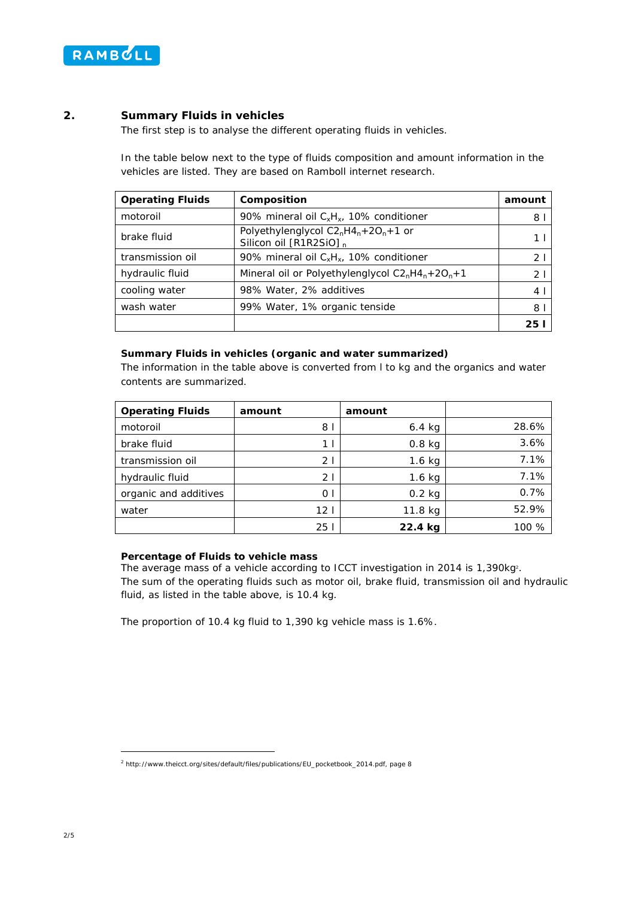## 2. Summary Fluids in vehicles

The first step is to analyse the different operating fluids in vehicles.

In the table below next to the type of fluids composition and amount information in the vehicles are listed. They are based on Ramboll internet research.

| Operating Fluids | Composition | amount |
|---|---|---|
| motoroil | 90% mineral oil $C_xH_x$, 10% conditioner | 8 l |
| brake fluid | Polyethylenglycol $C2_nH4_n+2O_n+1$ or Silicon oil $[R1R2SiO]_n$ | 1 l |
| transmission oil | 90% mineral oil $C_xH_x$, 10% conditioner | 2 l |
| hydraulic fluid | Mineral oil or Polyethylenglycol $C2_nH4_n+2O_n+1$ | 2 l |
| cooling water | 98% Water, 2% additives | 4 l |
| wash water | 99% Water, 1% organic tenside | 8 l |
| | | **25 l** |

**Summary Fluids in vehicles (organic and water summarized)**

The information in the table above is converted from l to kg and the organics and water contents are summarized.

| Operating Fluids | amount | amount | |
|---|---|---|---|
| motoroil | 8 l | 6.4 kg | 28.6% |
| brake fluid | 1 l | 0.8 kg | 3.6% |
| transmission oil | 2 l | 1.6 kg | 7.1% |
| hydraulic fluid | 2 l | 1.6 kg | 7.1% |
| organic and additives | 0 l | 0.2 kg | 0.7% |
| water | 12 l | 11.8 kg | 52.9% |
| | 25 l | **22.4 kg** | 100 % |

**Percentage of Fluids to vehicle mass**

The average mass of a vehicle according to ICCT investigation in 2014 is 1,390kg[2].
The sum of the operating fluids such as motor oil, brake fluid, transmission oil and hydraulic fluid, as listed in the table above, is 10.4 kg.

The proportion of 10.4 kg fluid to 1,390 kg vehicle mass is 1.6%.

[2] http://www.theicct.org/sites/default/files/publications/EU_pocketbook_2014.pdf, page 8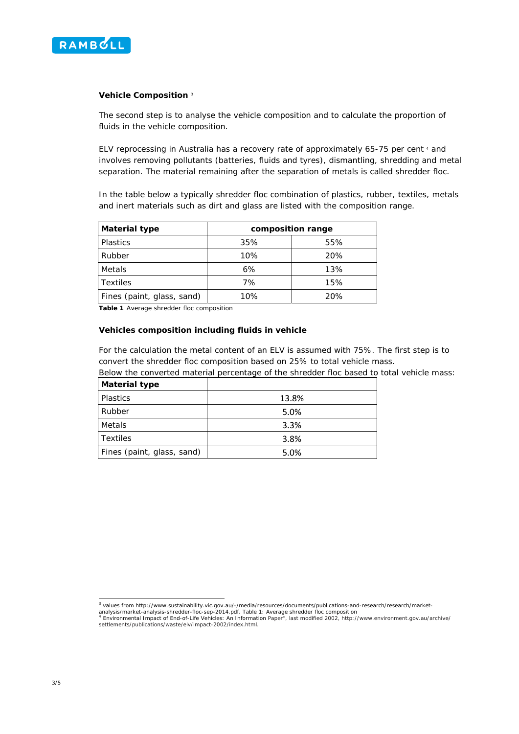### Vehicle Composition [3]

The second step is to analyse the vehicle composition and to calculate the proportion of fluids in the vehicle composition.

ELV reprocessing in Australia has a recovery rate of approximately 65-75 per cent [4] and involves removing pollutants (batteries, fluids and tyres), dismantling, shredding and metal separation. The material remaining after the separation of metals is called shredder floc.

In the table below a typically shredder floc combination of plastics, rubber, textiles, metals and inert materials such as dirt and glass are listed with the composition range.

| Material type | composition range | |
|---|---|---|
| Plastics | 35% | 55% |
| Rubber | 10% | 20% |
| Metals | 6% | 13% |
| Textiles | 7% | 15% |
| Fines (paint, glass, sand) | 10% | 20% |

**Table 1** Average shredder floc composition

### Vehicles composition including fluids in vehicle

For the calculation the metal content of an ELV is assumed with 75%. The first step is to convert the shredder floc composition based on 25% to total vehicle mass.

Below the converted material percentage of the shredder floc based to total vehicle mass:

| Material type | |
|---|---|
| Plastics | 13.8% |
| Rubber | 5.0% |
| Metals | 3.3% |
| Textiles | 3.8% |
| Fines (paint, glass, sand) | 5.0% |

[3] values from http://www.sustainability.vic.gov.au/-/media/resources/documents/publications-and-research/research/market-analysis/market-analysis-shredder-floc-sep-2014.pdf. Table 1: Average shredder floc composition

[4] Environmental Impact of End-of-Life Vehicles: An Information Paper", last modified 2002, http://www.environment.gov.au/archive/settlements/publications/waste/elv/impact-2002/index.html.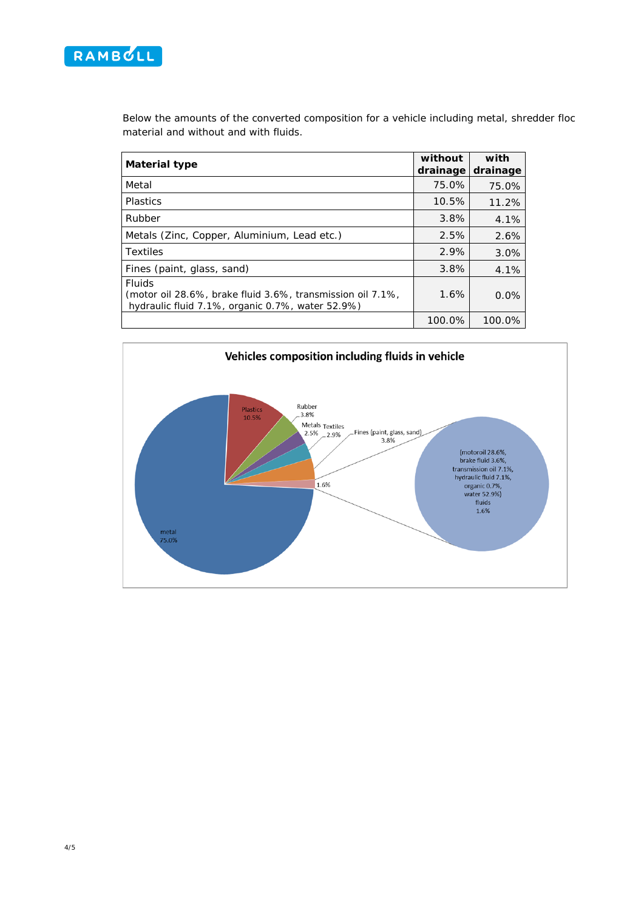Below the amounts of the converted composition for a vehicle including metal, shredder floc material and without and with fluids.

| Material type | without drainage | with drainage |
|---|---|---|
| Metal | 75.0% | 75.0% |
| Plastics | 10.5% | 11.2% |
| Rubber | 3.8% | 4.1% |
| Metals (Zinc, Copper, Aluminium, Lead etc.) | 2.5% | 2.6% |
| Textiles | 2.9% | 3.0% |
| Fines (paint, glass, sand) | 3.8% | 4.1% |
| Fluids (motor oil 28.6%, brake fluid 3.6%, transmission oil 7.1%, hydraulic fluid 7.1%, organic 0.7%, water 52.9%) | 1.6% | 0.0% |
| | 100.0% | 100.0% |

**Vehicles composition including fluids in vehicle**

metal 75.0%; Plastics 10.5%; Rubber 3.8%; Metals 2.5%; Textiles 2.9%; Fines (paint, glass, sand) 3.8%; 1.6%

(motoroil 28.6%, brake fluid 3.6%, transmission oil 7.1%, hydraulic fluid 7.1%, organic 0.7%, water 52.9%) fluids 1.6%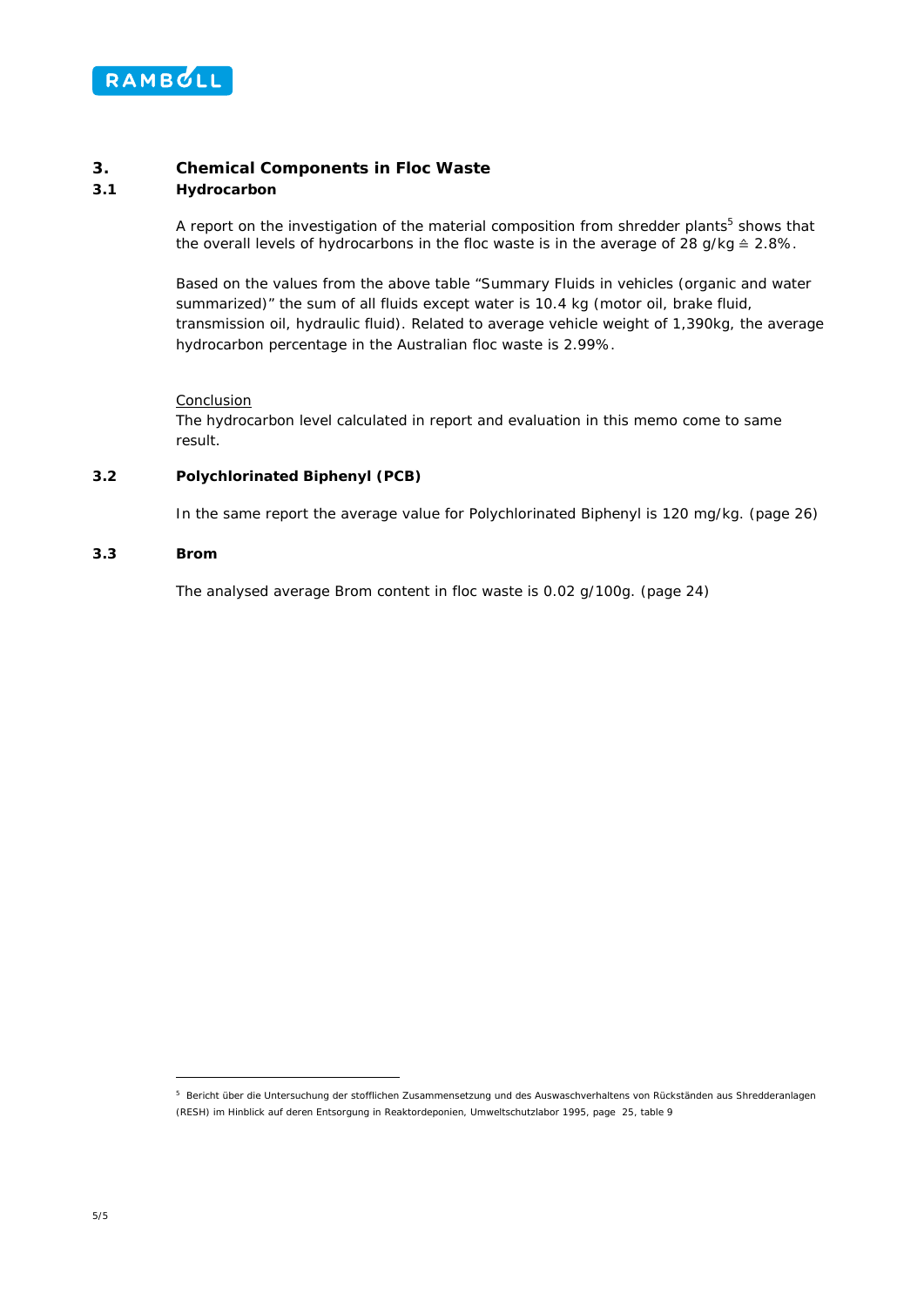# 3. Chemical Components in Floc Waste

## 3.1 Hydrocarbon

A report on the investigation of the material composition from shredder plants[5] shows that the overall levels of hydrocarbons in the floc waste is in the average of 28 g/kg ≙ 2.8%.

Based on the values from the above table "Summary Fluids in vehicles (organic and water summarized)" the sum of all fluids except water is 10.4 kg (motor oil, brake fluid, transmission oil, hydraulic fluid). Related to average vehicle weight of 1,390kg, the average hydrocarbon percentage in the Australian floc waste is 2.99%.

<u>Conclusion</u>

The hydrocarbon level calculated in report and evaluation in this memo come to same result.

## 3.2 Polychlorinated Biphenyl (PCB)

In the same report the average value for Polychlorinated Biphenyl is 120 mg/kg. (page 26)

## 3.3 Brom

The analysed average Brom content in floc waste is 0.02 g/100g. (page 24)

---

[5] Bericht über die Untersuchung der stofflichen Zusammensetzung und des Auswaschverhaltens von Rückständen aus Shredderanlagen (RESH) im Hinblick auf deren Entsorgung in Reaktordeponien, Umweltschutzlabor 1995, page 25, table 9